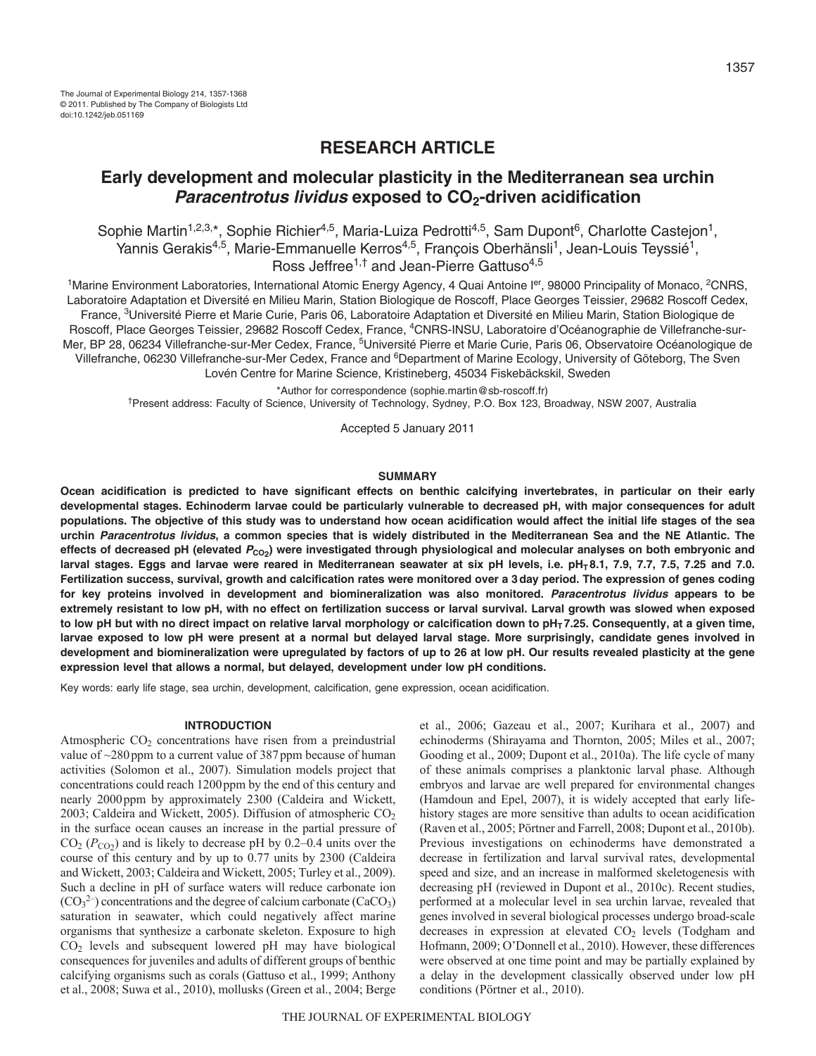The Journal of Experimental Biology 214, 1357-1368
© 2011. Published by The Company of Biologists Ltd
doi:10.1242/jeb.051169

# RESEARCH ARTICLE

# Early development and molecular plasticity in the Mediterranean sea urchin *Paracentrotus lividus* exposed to $CO_2$-driven acidification

Sophie Martin[1,2,3,*], Sophie Richier[4,5], Maria-Luiza Pedrotti[4,5], Sam Dupont[6], Charlotte Castejon[1], Yannis Gerakis[4,5], Marie-Emmanuelle Kerros[4,5], François Oberhänsli[1], Jean-Louis Teyssié[1], Ross Jeffree[1,†] and Jean-Pierre Gattuso[4,5]

[1]Marine Environment Laboratories, International Atomic Energy Agency, 4 Quai Antoine I[er], 98000 Principality of Monaco, [2]CNRS, Laboratoire Adaptation et Diversité en Milieu Marin, Station Biologique de Roscoff, Place Georges Teissier, 29682 Roscoff Cedex, France, [3]Université Pierre et Marie Curie, Paris 06, Laboratoire Adaptation et Diversité en Milieu Marin, Station Biologique de Roscoff, Place Georges Teissier, 29682 Roscoff Cedex, France, [4]CNRS-INSU, Laboratoire d'Océanographie de Villefranche-sur-Mer, BP 28, 06234 Villefranche-sur-Mer Cedex, France, [5]Université Pierre et Marie Curie, Paris 06, Observatoire Océanologique de Villefranche, 06230 Villefranche-sur-Mer Cedex, France and [6]Department of Marine Ecology, University of Göteborg, The Sven Lovén Centre for Marine Science, Kristineberg, 45034 Fiskebäckskil, Sweden

*Author for correspondence (sophie.martin@sb-roscoff.fr)

†Present address: Faculty of Science, University of Technology, Sydney, P.O. Box 123, Broadway, NSW 2007, Australia

Accepted 5 January 2011

## SUMMARY

**Ocean acidification is predicted to have significant effects on benthic calcifying invertebrates, in particular on their early developmental stages. Echinoderm larvae could be particularly vulnerable to decreased pH, with major consequences for adult populations. The objective of this study was to understand how ocean acidification would affect the initial life stages of the sea urchin *Paracentrotus lividus*, a common species that is widely distributed in the Mediterranean Sea and the NE Atlantic. The effects of decreased pH (elevated $P_{CO_2}$) were investigated through physiological and molecular analyses on both embryonic and larval stages. Eggs and larvae were reared in Mediterranean seawater at six pH levels, i.e. $pH_T$ 8.1, 7.9, 7.7, 7.5, 7.25 and 7.0. Fertilization success, survival, growth and calcification rates were monitored over a 3 day period. The expression of genes coding for key proteins involved in development and biomineralization was also monitored. *Paracentrotus lividus* appears to be extremely resistant to low pH, with no effect on fertilization success or larval survival. Larval growth was slowed when exposed to low pH but with no direct impact on relative larval morphology or calcification down to $pH_T$ 7.25. Consequently, at a given time, larvae exposed to low pH were present at a normal but delayed larval stage. More surprisingly, candidate genes involved in development and biomineralization were upregulated by factors of up to 26 at low pH. Our results revealed plasticity at the gene expression level that allows a normal, but delayed, development under low pH conditions.**

Key words: early life stage, sea urchin, development, calcification, gene expression, ocean acidification.

## INTRODUCTION

Atmospheric $CO_2$ concentrations have risen from a preindustrial value of ~280 ppm to a current value of 387 ppm because of human activities (Solomon et al., 2007). Simulation models project that concentrations could reach 1200 ppm by the end of this century and nearly 2000 ppm by approximately 2300 (Caldeira and Wickett, 2003; Caldeira and Wickett, 2005). Diffusion of atmospheric $CO_2$ in the surface ocean causes an increase in the partial pressure of $CO_2$ ($P_{CO_2}$) and is likely to decrease pH by 0.2–0.4 units over the course of this century and by up to 0.77 units by 2300 (Caldeira and Wickett, 2003; Caldeira and Wickett, 2005; Turley et al., 2009). Such a decline in pH of surface waters will reduce carbonate ion ($CO_3^{2-}$) concentrations and the degree of calcium carbonate ($CaCO_3$) saturation in seawater, which could negatively affect marine organisms that synthesize a carbonate skeleton. Exposure to high $CO_2$ levels and subsequent lowered pH may have biological consequences for juveniles and adults of different groups of benthic calcifying organisms such as corals (Gattuso et al., 1999; Anthony et al., 2008; Suwa et al., 2010), mollusks (Green et al., 2004; Berge et al., 2006; Gazeau et al., 2007; Kurihara et al., 2007) and echinoderms (Shirayama and Thornton, 2005; Miles et al., 2007; Gooding et al., 2009; Dupont et al., 2010a). The life cycle of many of these animals comprises a planktonic larval phase. Although embryos and larvae are well prepared for environmental changes (Hamdoun and Epel, 2007), it is widely accepted that early life-history stages are more sensitive than adults to ocean acidification (Raven et al., 2005; Pörtner and Farrell, 2008; Dupont et al., 2010b). Previous investigations on echinoderms have demonstrated a decrease in fertilization and larval survival rates, developmental speed and size, and an increase in malformed skeletogenesis with decreasing pH (reviewed in Dupont et al., 2010c). Recent studies, performed at a molecular level in sea urchin larvae, revealed that genes involved in several biological processes undergo broad-scale decreases in expression at elevated $CO_2$ levels (Todgham and Hofmann, 2009; O'Donnell et al., 2010). However, these differences were observed at one time point and may be partially explained by a delay in the development classically observed under low pH conditions (Pörtner et al., 2010).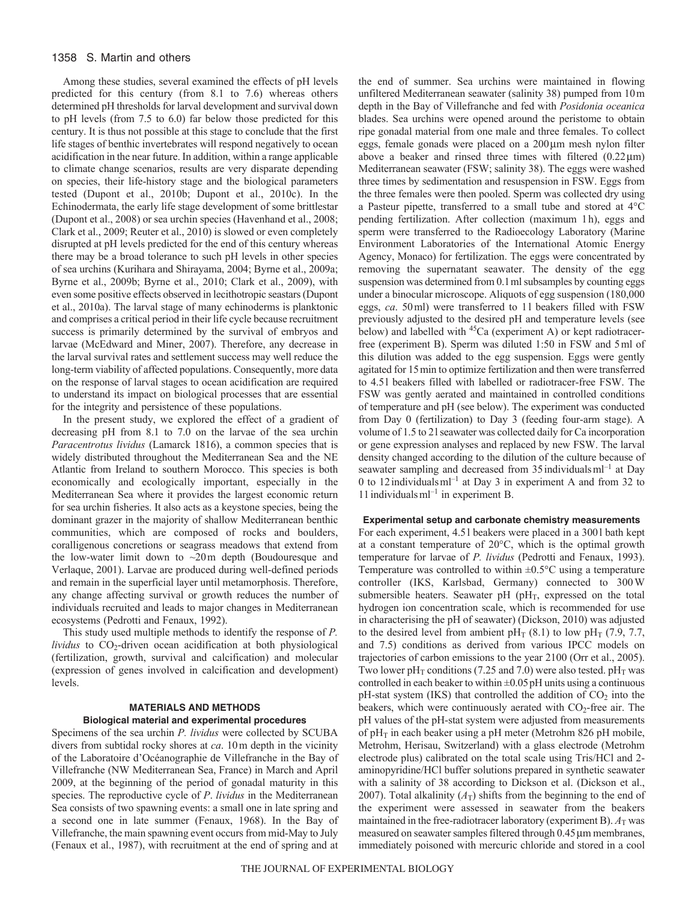Among these studies, several examined the effects of pH levels predicted for this century (from 8.1 to 7.6) whereas others determined pH thresholds for larval development and survival down to pH levels (from 7.5 to 6.0) far below those predicted for this century. It is thus not possible at this stage to conclude that the first life stages of benthic invertebrates will respond negatively to ocean acidification in the near future. In addition, within a range applicable to climate change scenarios, results are very disparate depending on species, their life-history stage and the biological parameters tested (Dupont et al., 2010b; Dupont et al., 2010c). In the Echinodermata, the early life stage development of some brittlestar (Dupont et al., 2008) or sea urchin species (Havenhand et al., 2008; Clark et al., 2009; Reuter et al., 2010) is slowed or even completely disrupted at pH levels predicted for the end of this century whereas there may be a broad tolerance to such pH levels in other species of sea urchins (Kurihara and Shirayama, 2004; Byrne et al., 2009a; Byrne et al., 2009b; Byrne et al., 2010; Clark et al., 2009), with even some positive effects observed in lecithotropic seastars (Dupont et al., 2010a). The larval stage of many echinoderms is planktonic and comprises a critical period in their life cycle because recruitment success is primarily determined by the survival of embryos and larvae (McEdward and Miner, 2007). Therefore, any decrease in the larval survival rates and settlement success may well reduce the long-term viability of affected populations. Consequently, more data on the response of larval stages to ocean acidification are required to understand its impact on biological processes that are essential for the integrity and persistence of these populations.

In the present study, we explored the effect of a gradient of decreasing pH from 8.1 to 7.0 on the larvae of the sea urchin *Paracentrotus lividus* (Lamarck 1816), a common species that is widely distributed throughout the Mediterranean Sea and the NE Atlantic from Ireland to southern Morocco. This species is both economically and ecologically important, especially in the Mediterranean Sea where it provides the largest economic return for sea urchin fisheries. It also acts as a keystone species, being the dominant grazer in the majority of shallow Mediterranean benthic communities, which are composed of rocks and boulders, coralligenous concretions or seagrass meadows that extend from the low-water limit down to ~20 m depth (Boudouresque and Verlaque, 2001). Larvae are produced during well-defined periods and remain in the superficial layer until metamorphosis. Therefore, any change affecting survival or growth reduces the number of individuals recruited and leads to major changes in Mediterranean ecosystems (Pedrotti and Fenaux, 1992).

This study used multiple methods to identify the response of *P. lividus* to $CO_2$-driven ocean acidification at both physiological (fertilization, growth, survival and calcification) and molecular (expression of genes involved in calcification and development) levels.

## MATERIALS AND METHODS

### Biological material and experimental procedures

Specimens of the sea urchin *P. lividus* were collected by SCUBA divers from subtidal rocky shores at *ca*. 10 m depth in the vicinity of the Laboratoire d'Océanographie de Villefranche in the Bay of Villefranche (NW Mediterranean Sea, France) in March and April 2009, at the beginning of the period of gonadal maturity in this species. The reproductive cycle of *P. lividus* in the Mediterranean Sea consists of two spawning events: a small one in late spring and a second one in late summer (Fenaux, 1968). In the Bay of Villefranche, the main spawning event occurs from mid-May to July (Fenaux et al., 1987), with recruitment at the end of spring and at the end of summer. Sea urchins were maintained in flowing unfiltered Mediterranean seawater (salinity 38) pumped from 10 m depth in the Bay of Villefranche and fed with *Posidonia oceanica* blades. Sea urchins were opened around the peristome to obtain ripe gonadal material from one male and three females. To collect eggs, female gonads were placed on a 200 μm mesh nylon filter above a beaker and rinsed three times with filtered (0.22 μm) Mediterranean seawater (FSW; salinity 38). The eggs were washed three times by sedimentation and resuspension in FSW. Eggs from the three females were then pooled. Sperm was collected dry using a Pasteur pipette, transferred to a small tube and stored at 4°C pending fertilization. After collection (maximum 1 h), eggs and sperm were transferred to the Radioecology Laboratory (Marine Environment Laboratories of the International Atomic Energy Agency, Monaco) for fertilization. The eggs were concentrated by removing the supernatant seawater. The density of the egg suspension was determined from 0.1 ml subsamples by counting eggs under a binocular microscope. Aliquots of egg suspension (180,000 eggs, *ca*. 50 ml) were transferred to 11 beakers filled with FSW previously adjusted to the desired pH and temperature levels (see below) and labelled with $^{45}Ca$ (experiment A) or kept radiotracer-free (experiment B). Sperm was diluted 1:50 in FSW and 5 ml of this dilution was added to the egg suspension. Eggs were gently agitated for 15 min to optimize fertilization and then were transferred to 4.5 l beakers filled with labelled or radiotracer-free FSW. The FSW was gently aerated and maintained in controlled conditions of temperature and pH (see below). The experiment was conducted from Day 0 (fertilization) to Day 3 (feeding four-arm stage). A volume of 1.5 to 2 l seawater was collected daily for Ca incorporation or gene expression analyses and replaced by new FSW. The larval density changed according to the dilution of the culture because of seawater sampling and decreased from 35 individuals $ml^{-1}$ at Day 0 to 12 individuals $ml^{-1}$ at Day 3 in experiment A and from 32 to 11 individuals $ml^{-1}$ in experiment B.

### Experimental setup and carbonate chemistry measurements

For each experiment, 4.5 l beakers were placed in a 300 l bath kept at a constant temperature of 20°C, which is the optimal growth temperature for larvae of *P. lividus* (Pedrotti and Fenaux, 1993). Temperature was controlled to within ±0.5°C using a temperature controller (IKS, Karlsbad, Germany) connected to 300 W submersible heaters. Seawater pH ($pH_T$, expressed on the total hydrogen ion concentration scale, which is recommended for use in characterising the pH of seawater) (Dickson, 2010) was adjusted to the desired level from ambient $pH_T$ (8.1) to low $pH_T$ (7.9, 7.7, and 7.5) conditions as derived from various IPCC models on trajectories of carbon emissions to the year 2100 (Orr et al., 2005). Two lower $pH_T$ conditions (7.25 and 7.0) were also tested. $pH_T$ was controlled in each beaker to within ±0.05 pH units using a continuous pH-stat system (IKS) that controlled the addition of $CO_2$ into the beakers, which were continuously aerated with $CO_2$-free air. The pH values of the pH-stat system were adjusted from measurements of $pH_T$ in each beaker using a pH meter (Metrohm 826 pH mobile, Metrohm, Herisau, Switzerland) with a glass electrode (Metrohm electrode plus) calibrated on the total scale using Tris/HCl and 2-aminopyridine/HCl buffer solutions prepared in synthetic seawater with a salinity of 38 according to Dickson et al. (Dickson et al., 2007). Total alkalinity ($A_T$) shifts from the beginning to the end of the experiment were assessed in seawater from the beakers maintained in the free-radiotracer laboratory (experiment B). $A_T$ was measured on seawater samples filtered through 0.45 μm membranes, immediately poisoned with mercuric chloride and stored in a cool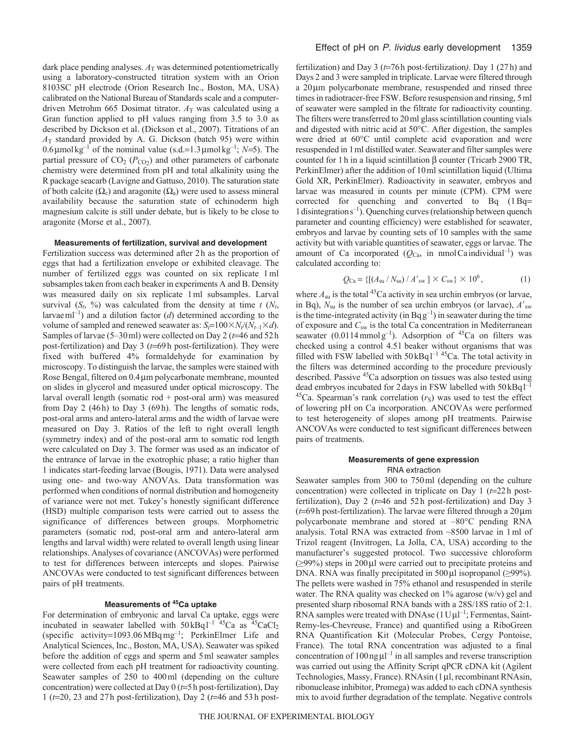dark place pending analyses. $A_T$ was determined potentiometrically using a laboratory-constructed titration system with an Orion 8103SC pH electrode (Orion Research Inc., Boston, MA, USA) calibrated on the National Bureau of Standards scale and a computer-driven Metrohm 665 Dosimat titrator. $A_T$ was calculated using a Gran function applied to pH values ranging from 3.5 to 3.0 as described by Dickson et al. (Dickson et al., 2007). Titrations of an $A_T$ standard provided by A. G. Dickson (batch 95) were within $0.6\,\mu\text{mol}\,\text{kg}^{-1}$ of the nominal value (s.d.=$1.3\,\mu\text{mol}\,\text{kg}^{-1}$; $N$=5). The partial pressure of $CO_2$ ($P_{CO_2}$) and other parameters of carbonate chemistry were determined from pH and total alkalinity using the R package seacarb (Lavigne and Gattuso, 2010). The saturation state of both calcite ($\Omega_c$) and aragonite ($\Omega_a$) were used to assess mineral availability because the saturation state of echinoderm high magnesium calcite is still under debate, but is likely to be close to aragonite (Morse et al., 2007).

### Measurements of fertilization, survival and development

Fertilization success was determined after 2 h as the proportion of eggs that had a fertilization envelope or exhibited cleavage. The number of fertilized eggs was counted on six replicate 1 ml subsamples taken from each beaker in experiments A and B. Density was measured daily on six replicate 1 ml subsamples. Larval survival ($S_t$, %) was calculated from the density at time $t$ ($N_t$, larvae ml$^{-1}$) and a dilution factor ($d$) determined according to the volume of sampled and renewed seawater as: $S_t = 100 \times N_t / (N_{t-1} \times d)$. Samples of larvae (5–30 ml) were collected on Day 2 ($t$=46 and 52 h post-fertilization) and Day 3 ($t$=69 h post-fertilization). They were fixed with buffered 4% formaldehyde for examination by microscopy. To distinguish the larvae, the samples were stained with Rose Bengal, filtered on 0.4 μm polycarbonate membrane, mounted on slides in glycerol and measured under optical microscopy. The larval overall length (somatic rod + post-oral arm) was measured from Day 2 (46 h) to Day 3 (69 h). The lengths of somatic rods, post-oral arms and antero-lateral arms and the width of larvae were measured on Day 3. Ratios of the left to right overall length (symmetry index) and of the post-oral arm to somatic rod length were calculated on Day 3. The former was used as an indicator of the entrance of larvae in the exotrophic phase; a ratio higher than 1 indicates start-feeding larvae (Bougis, 1971). Data were analysed using one- and two-way ANOVAs. Data transformation was performed when conditions of normal distribution and homogeneity of variance were not met. Tukey's honestly significant difference (HSD) multiple comparison tests were carried out to assess the significance of differences between groups. Morphometric parameters (somatic rod, post-oral arm and antero-lateral arm lengths and larval width) were related to overall length using linear relationships. Analyses of covariance (ANCOVAs) were performed to test for differences between intercepts and slopes. Pairwise ANCOVAs were conducted to test significant differences between pairs of pH treatments.

### Measurements of $^{45}$Ca uptake

For determination of embryonic and larval Ca uptake, eggs were incubated in seawater labelled with $50\,\text{kBq}\,\text{l}^{-1}$ $^{45}$Ca as $^{45}CaCl_2$ (specific activity=1093.06 MBq mg$^{-1}$; PerkinElmer Life and Analytical Sciences, Inc., Boston, MA, USA). Seawater was spiked before the addition of eggs and sperm and 5 ml seawater samples were collected from each pH treatment for radioactivity counting. Seawater samples of 250 to 400 ml (depending on the culture concentration) were collected at Day 0 ($t$=5 h post-fertilization), Day 1 ($t$=20, 23 and 27 h post-fertilization), Day 2 ($t$=46 and 53 h post-fertilization) and Day 3 ($t$=76 h post-fertilization). Day 1 (27 h) and Days 2 and 3 were sampled in triplicate. Larvae were filtered through a 20 μm polycarbonate membrane, resuspended and rinsed three times in radiotracer-free FSW. Before resuspension and rinsing, 5 ml of seawater were sampled in the filtrate for radioactivity counting. The filters were transferred to 20 ml glass scintillation counting vials and digested with nitric acid at 50°C. After digestion, the samples were dried at 60°C until complete acid evaporation and were resuspended in 1 ml distilled water. Seawater and filter samples were counted for 1 h in a liquid scintillation β counter (Tricarb 2900 TR, PerkinElmer) after the addition of 10 ml scintillation liquid (Ultima Gold XR, PerkinElmer). Radioactivity in seawater, embryos and larvae was measured in counts per minute (CPM). CPM were corrected for quenching and converted to Bq (1 Bq= 1 disintegration s$^{-1}$). Quenching curves (relationship between quench parameter and counting efficiency) were established for seawater, embryos and larvae by counting sets of 10 samples with the same activity but with variable quantities of seawater, eggs or larvae. The amount of Ca incorporated ($Q_{Ca}$, in nmol Ca individual$^{-1}$) was calculated according to:

$$Q_{Ca} = \{[(A_{su} / N_{su}) / A'_{sw}] \times C_{sw}\} \times 10^6, \tag{1}$$

where $A_{su}$ is the total $^{45}$Ca activity in sea urchin embryos (or larvae, in Bq), $N_{su}$ is the number of sea urchin embryos (or larvae), $A'_{sw}$ is the time-integrated activity (in Bq g$^{-1}$) in seawater during the time of exposure and $C_{sw}$ is the total Ca concentration in Mediterranean seawater (0.0114 mmol g$^{-1}$). Adsorption of $^{45}$Ca on filters was checked using a control 4.5 l beaker without organisms that was filled with FSW labelled with $50\,\text{kBq}\,\text{l}^{-1}$ $^{45}$Ca. The total activity in the filters was determined according to the procedure previously described. Passive $^{45}$Ca adsorption on tissues was also tested using dead embryos incubated for 2 days in FSW labelled with $50\,\text{kBq}\,\text{l}^{-1}$ $^{45}$Ca. Spearman's rank correlation ($r_S$) was used to test the effect of lowering pH on Ca incorporation. ANCOVAs were performed to test heterogeneity of slopes among pH treatments. Pairwise ANCOVAs were conducted to test significant differences between pairs of treatments.

### Measurements of gene expression

#### RNA extraction

Seawater samples from 300 to 750 ml (depending on the culture concentration) were collected in triplicate on Day 1 ($t$=22 h post-fertilization), Day 2 ($t$=46 and 52 h post-fertilization) and Day 3 ($t$=69 h post-fertilization). The larvae were filtered through a 20 μm polycarbonate membrane and stored at −80°C pending RNA analysis. Total RNA was extracted from ~8500 larvae in 1 ml of Trizol reagent (Invitrogen, La Jolla, CA, USA) according to the manufacturer's suggested protocol. Two successive chloroform (≥99%) steps in 200 μl were carried out to precipitate proteins and DNA. RNA was finally precipitated in 500 μl isopropanol (≥99%). The pellets were washed in 75% ethanol and resuspended in sterile water. The RNA quality was checked on 1% agarose (w/v) gel and presented sharp ribosomal RNA bands with a 28S/18S ratio of 2:1. RNA samples were treated with DNAse (1 U μl$^{-1}$; Fermentas, Saint-Remy-les-Chevreuse, France) and quantified using a RiboGreen RNA Quantification Kit (Molecular Probes, Cergy Pontoise, France). The total RNA concentration was adjusted to a final concentration of 100 ng μl$^{-1}$ in all samples and reverse transcription was carried out using the Affinity Script qPCR cDNA kit (Agilent Technologies, Massy, France). RNAsin (1 μl, recombinant RNAsin, ribonuclease inhibitor, Promega) was added to each cDNA synthesis mix to avoid further degradation of the template. Negative controls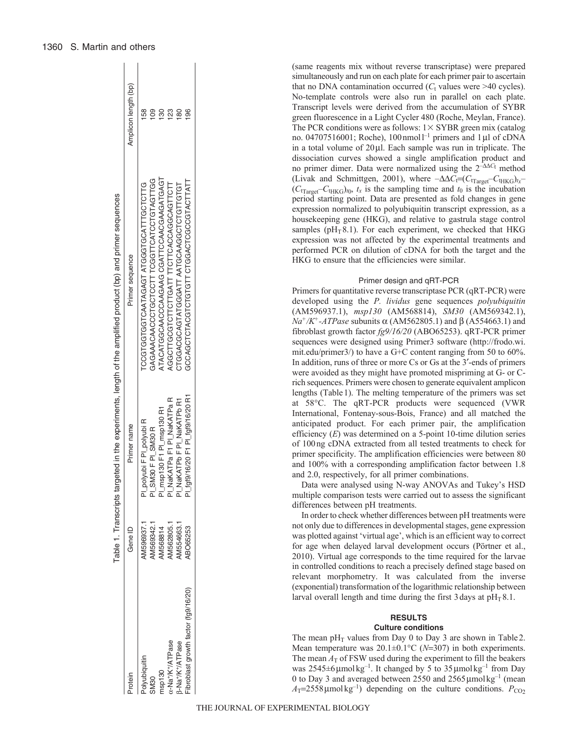Table 1. Transcripts targeted in the experiments, length of the amplified product (bp) and primer sequences

| Protein | Gene ID | Primer name | Primer sequence | Amplicon length (bp) |
|---|---|---|---|---|
| Polyubiquitin | AM596937.1 | Pl_polyubi F Pl_polyubi R | TCCGTGGTGGTCAATAGAGT ATGGGTGCATTTGCTCTTG | 158 |
| SM30 | AM569342.1 | Pl_SM30 F Pl_SM30 R | GAGAAACAACCCTGCTCCTT TCGGTTCATCCTGTAGTTGG | 109 |
| msp130 | AM568814 | Pl_msp130 F1 Pl_msp130 R1 | ATACATGGCAACCCAAGAAG CGATTCCAACGAAGATGAGT | 130 |
| α-Na⁺/K⁺/ATPase | AM562805.1 | Pl_NaKATPa F1 Pl_NaKATPa R | AGGCTTGCGTCTTCTTGATT TTCTTCACCAGGCAGTTCTT | 123 |
| β-Na⁺/K⁺/ATPase | AM554663.1 | Pl_NaKATPb F Pl_NaKATPb R1 | CTGGACGCAGTATGGGATT AATGCAAGGCTCTGTTGTGT | 180 |
| Fibroblast growth factor (fg9/16/20) | ABO65253 | Pl_fgf9/16/20 F1 Pl_fgf9/16/20 R1 | GCCAGCTCTACGTCTGTGTT CTGGACTCGCCGTACTTATT | 196 |

(same reagents mix without reverse transcriptase) were prepared simultaneously and run on each plate for each primer pair to ascertain that no DNA contamination occurred ($C_t$ values were >40 cycles). No-template controls were also run in parallel on each plate. Transcript levels were derived from the accumulation of SYBR green fluorescence in a Light Cycler 480 (Roche, Meylan, France). The PCR conditions were as follows: 1× SYBR green mix (catalog no. 04707516001; Roche), 100 nmol $l^{-1}$ primers and 1 μl of cDNA in a total volume of 20 μl. Each sample was run in triplicate. The dissociation curves showed a single amplification product and no primer dimer. Data were normalized using the $2^{-\Delta\Delta C_t}$ method (Livak and Schmittgen, 2001), where $-\Delta\Delta C_t=(C_{t\text{Target}}-C_{t\text{HKG}})_{tx}-(C_{t\text{Target}}-C_{t\text{HKG}})_{t0}$, $t_x$ is the sampling time and $t_0$ is the incubation period starting point. Data are presented as fold changes in gene expression normalized to polyubiquitin transcript expression, as a housekeeping gene (HKG), and relative to gastrula stage control samples ($pH_T$ 8.1). For each experiment, we checked that HKG expression was not affected by the experimental treatments and performed PCR on dilution of cDNA for both the target and the HKG to ensure that the efficiencies were similar.

### Primer design and qRT-PCR

Primers for quantitative reverse transcriptase PCR (qRT-PCR) were developed using the *P. lividus* gene sequences *polyubiquitin* (AM596937.1), *msp130* (AM568814), *SM30* (AM569342.1), *$Na^+/K^+$-ATPase* subunits α (AM562805.1) and β (A554663.1) and fibroblast growth factor *fg9/16/20* (ABO65253). qRT-PCR primer sequences were designed using Primer3 software (http://frodo.wi.mit.edu/primer3/) to have a G+C content ranging from 50 to 60%. In addition, runs of three or more Cs or Gs at the 3′-ends of primers were avoided as they might have promoted mispriming at G- or C-rich sequences. Primers were chosen to generate equivalent amplicon lengths (Table 1). The melting temperature of the primers was set at 58°C. The qRT-PCR products were sequenced (VWR International, Fontenay-sous-Bois, France) and all matched the anticipated product. For each primer pair, the amplification efficiency ($E$) was determined on a 5-point 10-time dilution series of 100 ng cDNA extracted from all tested treatments to check for primer specificity. The amplification efficiencies were between 80 and 100% with a corresponding amplification factor between 1.8 and 2.0, respectively, for all primer combinations.

Data were analysed using N-way ANOVAs and Tukey's HSD multiple comparison tests were carried out to assess the significant differences between pH treatments.

In order to check whether differences between pH treatments were not only due to differences in developmental stages, gene expression was plotted against 'virtual age', which is an efficient way to correct for age when delayed larval development occurs (Pörtner et al., 2010). Virtual age corresponds to the time required for the larvae in controlled conditions to reach a precisely defined stage based on relevant morphometry. It was calculated from the inverse (exponential) transformation of the logarithmic relationship between larval overall length and time during the first 3 days at $pH_T$ 8.1.

## RESULTS

### Culture conditions

The mean $pH_T$ values from Day 0 to Day 3 are shown in Table 2. Mean temperature was 20.1±0.1°C ($N$=307) in both experiments. The mean $A_T$ of FSW used during the experiment to fill the beakers was 2545±6 μmol $kg^{-1}$. It changed by 5 to 35 μmol $kg^{-1}$ from Day 0 to Day 3 and averaged between 2550 and 2565 μmol $kg^{-1}$ (mean $A_T$=2558 μmol $kg^{-1}$) depending on the culture conditions. $P_{CO_2}$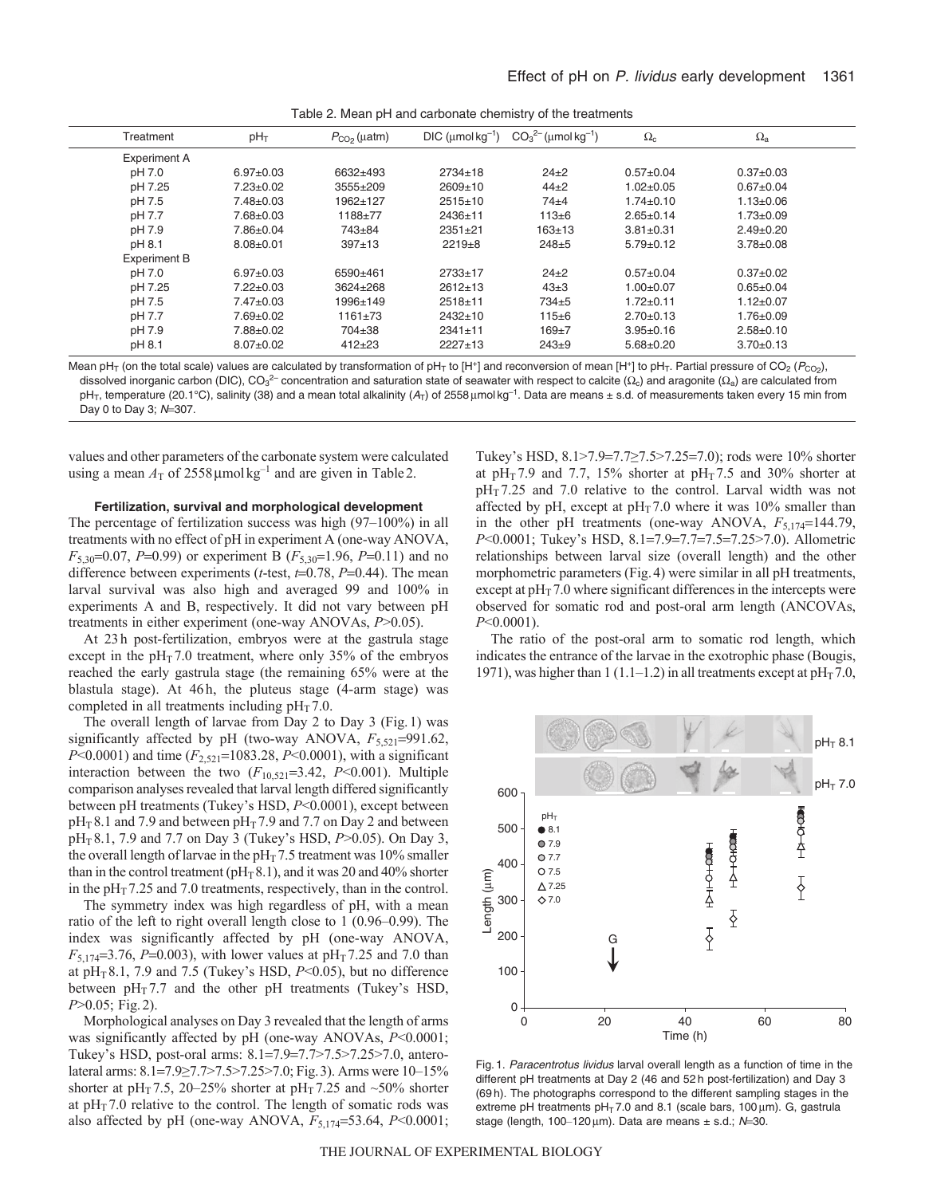Table 2. Mean pH and carbonate chemistry of the treatments

| Treatment | $pH_T$ | $P_{CO_2}$ (μatm) | DIC (μmol kg$^{-1}$) | $CO_3^{2-}$ (μmol kg$^{-1}$) | $\Omega_c$ | $\Omega_a$ |
|---|---|---|---|---|---|---|
| Experiment A | | | | | | |
| pH 7.0 | 6.97±0.03 | 6632±493 | 2734±18 | 24±2 | 0.57±0.04 | 0.37±0.03 |
| pH 7.25 | 7.23±0.02 | 3555±209 | 2609±10 | 44±2 | 1.02±0.05 | 0.67±0.04 |
| pH 7.5 | 7.48±0.03 | 1962±127 | 2515±10 | 74±4 | 1.74±0.10 | 1.13±0.06 |
| pH 7.7 | 7.68±0.03 | 1188±77 | 2436±11 | 113±6 | 2.65±0.14 | 1.73±0.09 |
| pH 7.9 | 7.86±0.04 | 743±84 | 2351±21 | 163±13 | 3.81±0.31 | 2.49±0.20 |
| pH 8.1 | 8.08±0.01 | 397±13 | 2219±8 | 248±5 | 5.79±0.12 | 3.78±0.08 |
| Experiment B | | | | | | |
| pH 7.0 | 6.97±0.03 | 6590±461 | 2733±17 | 24±2 | 0.57±0.04 | 0.37±0.02 |
| pH 7.25 | 7.22±0.03 | 3624±268 | 2612±13 | 43±3 | 1.00±0.07 | 0.65±0.04 |
| pH 7.5 | 7.47±0.03 | 1996±149 | 2518±11 | 734±5 | 1.72±0.11 | 1.12±0.07 |
| pH 7.7 | 7.69±0.02 | 1161±73 | 2432±10 | 115±6 | 2.70±0.13 | 1.76±0.09 |
| pH 7.9 | 7.88±0.02 | 704±38 | 2341±11 | 169±7 | 3.95±0.16 | 2.58±0.10 |
| pH 8.1 | 8.07±0.02 | 412±23 | 2227±13 | 243±9 | 5.68±0.20 | 3.70±0.13 |

Mean $pH_T$ (on the total scale) values are calculated by transformation of $pH_T$ to [$H^+$] and reconversion of mean [$H^+$] to $pH_T$. Partial pressure of $CO_2$ ($P_{CO_2}$), dissolved inorganic carbon (DIC), $CO_3^{2-}$ concentration and saturation state of seawater with respect to calcite ($\Omega_c$) and aragonite ($\Omega_a$) are calculated from $pH_T$, temperature (20.1°C), salinity (38) and a mean total alkalinity ($A_T$) of 2558 μmol kg$^{-1}$. Data are means ± s.d. of measurements taken every 15 min from Day 0 to Day 3; *N*=307.

values and other parameters of the carbonate system were calculated using a mean $A_T$ of 2558 μmol kg$^{-1}$ and are given in Table 2.

#### Fertilization, survival and morphological development

The percentage of fertilization success was high (97–100%) in all treatments with no effect of pH in experiment A (one-way ANOVA, $F_{5,30}$=0.07, *P*=0.99) or experiment B ($F_{5,30}$=1.96, *P*=0.11) and no difference between experiments (*t*-test, *t*=0.78, *P*=0.44). The mean larval survival was also high and averaged 99 and 100% in experiments A and B, respectively. It did not vary between pH treatments in either experiment (one-way ANOVAs, *P*>0.05).

At 23 h post-fertilization, embryos were at the gastrula stage except in the $pH_T$ 7.0 treatment, where only 35% of the embryos reached the early gastrula stage (the remaining 65% were at the blastula stage). At 46 h, the pluteus stage (4-arm stage) was completed in all treatments including $pH_T$ 7.0.

The overall length of larvae from Day 2 to Day 3 (Fig. 1) was significantly affected by pH (two-way ANOVA, $F_{5,521}$=991.62, *P*<0.0001) and time ($F_{2,521}$=1083.28, *P*<0.0001), with a significant interaction between the two ($F_{10,521}$=3.42, *P*<0.001). Multiple comparison analyses revealed that larval length differed significantly between pH treatments (Tukey's HSD, *P*<0.0001), except between $pH_T$ 8.1 and 7.9 and between $pH_T$ 7.9 and 7.7 on Day 2 and between $pH_T$ 8.1, 7.9 and 7.7 on Day 3 (Tukey's HSD, *P*>0.05). On Day 3, the overall length of larvae in the $pH_T$ 7.5 treatment was 10% smaller than in the control treatment ($pH_T$ 8.1), and it was 20 and 40% shorter in the $pH_T$ 7.25 and 7.0 treatments, respectively, than in the control.

The symmetry index was high regardless of pH, with a mean ratio of the left to right overall length close to 1 (0.96–0.99). The index was significantly affected by pH (one-way ANOVA, $F_{5,174}$=3.76, *P*=0.003), with lower values at $pH_T$ 7.25 and 7.0 than at $pH_T$ 8.1, 7.9 and 7.5 (Tukey's HSD, *P*<0.05), but no difference between $pH_T$ 7.7 and the other pH treatments (Tukey's HSD, *P*>0.05; Fig. 2).

Morphological analyses on Day 3 revealed that the length of arms was significantly affected by pH (one-way ANOVAs, *P*<0.0001; Tukey's HSD, post-oral arms: 8.1=7.9=7.7>7.5>7.25>7.0, anterolateral arms: 8.1=7.9≥7.7>7.5>7.25>7.0; Fig. 3). Arms were 10–15% shorter at $pH_T$ 7.5, 20–25% shorter at $pH_T$ 7.25 and ~50% shorter at $pH_T$ 7.0 relative to the control. The length of somatic rods was also affected by pH (one-way ANOVA, $F_{5,174}$=53.64, *P*<0.0001; Tukey's HSD, 8.1>7.9=7.7≥7.5>7.25=7.0); rods were 10% shorter at $pH_T$ 7.9 and 7.7, 15% shorter at $pH_T$ 7.5 and 30% shorter at $pH_T$ 7.25 and 7.0 relative to the control. Larval width was not affected by pH, except at $pH_T$ 7.0 where it was 10% smaller than in the other pH treatments (one-way ANOVA, $F_{5,174}$=144.79, *P*<0.0001; Tukey's HSD, 8.1=7.9=7.7=7.5=7.25>7.0). Allometric relationships between larval size (overall length) and the other morphometric parameters (Fig. 4) were similar in all pH treatments, except at $pH_T$ 7.0 where significant differences in the intercepts were observed for somatic rod and post-oral arm length (ANCOVAs, *P*<0.0001).

The ratio of the post-oral arm to somatic rod length, which indicates the entrance of the larvae in the exotrophic phase (Bougis, 1971), was higher than 1 (1.1–1.2) in all treatments except at $pH_T$ 7.0,

$pH_T$ 8.1
$pH_T$ 7.0
Length (μm)
Time (h)
0, 100, 200, 300, 400, 500, 600
0, 20, 40, 60, 80
$pH_T$
8.1
7.9
7.7
7.5
7.25
7.0
G

Fig. 1. *Paracentrotus lividus* larval overall length as a function of time in the different pH treatments at Day 2 (46 and 52 h post-fertilization) and Day 3 (69 h). The photographs correspond to the different sampling stages in the extreme pH treatments $pH_T$ 7.0 and 8.1 (scale bars, 100 μm). G, gastrula stage (length, 100–120 μm). Data are means ± s.d.; *N*=30.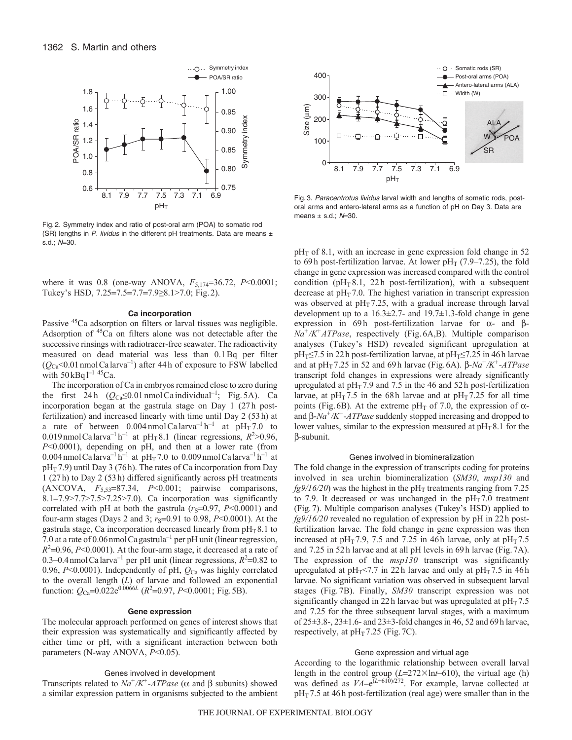Symmetry index

POA/SR ratio

POA/SR ratio

1.8
1.6
1.4
1.2
1.0
0.8
0.6

Symmetry index

1.00
0.95
0.90
0.85
0.80
0.75

8.1 7.9 7.7 7.5 7.3 7.1 6.9

$pH_T$

Fig. 2. Symmetry index and ratio of post-oral arm (POA) to somatic rod (SR) lengths in *P. lividus* in the different pH treatments. Data are means ± s.d.; $N$=30.

Somatic rods (SR)

Post-oral arms (POA)

Antero-lateral arms (ALA)

Width (W)

Size (µm)

400
300
200
100
0

8.1 7.9 7.7 7.5 7.3 7.1 6.9

$pH_T$

ALA

W

POA

SR

Fig. 3. *Paracentrotus lividus* larval width and lengths of somatic rods, post-oral arms and antero-lateral arms as a function of pH on Day 3. Data are means ± s.d.; $N$=30.

where it was 0.8 (one-way ANOVA, $F_{5,174}$=36.72, $P$<0.0001; Tukey's HSD, 7.25=7.5=7.7=7.9≥8.1>7.0; Fig. 2).

### Ca incorporation

Passive $^{45}$Ca adsorption on filters or larval tissues was negligible. Adsorption of $^{45}$Ca on filters alone was not detectable after the successive rinsings with radiotracer-free seawater. The radioactivity measured on dead material was less than 0.1 Bq per filter ($Q_{Ca}$<0.01 nmol Ca larva$^{-1}$) after 44 h of exposure to FSW labelled with 50 kBq l$^{-1}$ $^{45}$Ca.

The incorporation of Ca in embryos remained close to zero during the first 24 h ($Q_{Ca}$≤0.01 nmol Ca individual$^{-1}$; Fig. 5A). Ca incorporation began at the gastrula stage on Day 1 (27 h post-fertilization) and increased linearly with time until Day 2 (53 h) at a rate of between 0.004 nmol Ca larva$^{-1}$ h$^{-1}$ at $pH_T$ 7.0 to 0.019 nmol Ca larva$^{-1}$ h$^{-1}$ at $pH_T$ 8.1 (linear regressions, $R^2$>0.96, $P$<0.0001), depending on pH, and then at a lower rate (from 0.004 nmol Ca larva$^{-1}$ h$^{-1}$ at $pH_T$ 7.0 to 0.009 nmol Ca larva$^{-1}$ h$^{-1}$ at $pH_T$ 7.9) until Day 3 (76 h). The rates of Ca incorporation from Day 1 (27 h) to Day 2 (53 h) differed significantly across pH treatments (ANCOVA, $F_{5,53}$=87.34, $P$<0.001; pairwise comparisons, 8.1=7.9>7.7>7.5>7.25>7.0). Ca incorporation was significantly correlated with pH at both the gastrula ($r_S$=0.97, $P$<0.0001) and four-arm stages (Days 2 and 3; $r_S$=0.91 to 0.98, $P$<0.0001). At the gastrula stage, Ca incorporation decreased linearly from $pH_T$ 8.1 to 7.0 at a rate of 0.06 nmol Ca gastrula$^{-1}$ per pH unit (linear regression, $R^2$=0.96, $P$<0.0001). At the four-arm stage, it decreased at a rate of 0.3–0.4 nmol Ca larva$^{-1}$ per pH unit (linear regressions, $R^2$=0.82 to 0.96, $P$<0.0001). Independently of pH, $Q_{Ca}$ was highly correlated to the overall length ($L$) of larvae and followed an exponential function: $Q_{Ca}=0.022e^{0.0066L}$ ($R^2$=0.97, $P$<0.0001; Fig. 5B).

### Gene expression

The molecular approach performed on genes of interest shows that their expression was systematically and significantly affected by either time or pH, with a significant interaction between both parameters (N-way ANOVA, $P$<0.05).

#### Genes involved in development

Transcripts related to *$Na^+/K^+$-ATPase* (α and β subunits) showed a similar expression pattern in organisms subjected to the ambient $pH_T$ of 8.1, with an increase in gene expression fold change in 52 to 69 h post-fertilization larvae. At lower $pH_T$ (7.9–7.25), the fold change in gene expression was increased compared with the control condition ($pH_T$ 8.1, 22 h post-fertilization), with a subsequent decrease at $pH_T$ 7.0. The highest variation in transcript expression was observed at $pH_T$ 7.25, with a gradual increase through larval development up to a 16.3±2.7- and 19.7±1.3-fold change in gene expression in 69 h post-fertilization larvae for α- and β-*$Na^+/K^+$ATPase*, respectively (Fig. 6A,B). Multiple comparison analyses (Tukey's HSD) revealed significant upregulation at $pH_T$≤7.5 in 22 h post-fertilization larvae, at $pH_T$≤7.25 in 46 h larvae and at $pH_T$ 7.25 in 52 and 69 h larvae (Fig. 6A). β-*$Na^+/K^+$-ATPase* transcript fold changes in expressions were already significantly upregulated at $pH_T$ 7.9 and 7.5 in the 46 and 52 h post-fertilization larvae, at $pH_T$ 7.5 in the 68 h larvae and at $pH_T$ 7.25 for all time points (Fig. 6B). At the extreme $pH_T$ of 7.0, the expression of α- and β-*$Na^+/K^+$-ATPase* suddenly stopped increasing and dropped to lower values, similar to the expression measured at $pH_T$ 8.1 for the β-subunit.

#### Genes involved in biomineralization

The fold change in the expression of transcripts coding for proteins involved in sea urchin biomineralization (*SM30*, *msp130* and *fg9/16/20*) was the highest in the $pH_T$ treatments ranging from 7.25 to 7.9. It decreased or was unchanged in the $pH_T$ 7.0 treatment (Fig. 7). Multiple comparison analyses (Tukey's HSD) applied to *fg9/16/20* revealed no regulation of expression by pH in 22 h post-fertilization larvae. The fold change in gene expression was then increased at $pH_T$ 7.9, 7.5 and 7.25 in 46 h larvae, only at $pH_T$ 7.5 and 7.25 in 52 h larvae and at all pH levels in 69 h larvae (Fig. 7A). The expression of the *msp130* transcript was significantly upregulated at $pH_T$<7.7 in 22 h larvae and only at $pH_T$ 7.5 in 46 h larvae. No significant variation was observed in subsequent larval stages (Fig. 7B). Finally, *SM30* transcript expression was not significantly changed in 22 h larvae but was upregulated at $pH_T$ 7.5 and 7.25 for the three subsequent larval stages, with a maximum of 25±3.8-, 23±1.6- and 23±3-fold changes in 46, 52 and 69 h larvae, respectively, at $pH_T$ 7.25 (Fig. 7C).

#### Gene expression and virtual age

According to the logarithmic relationship between overall larval length in the control group ($L=272\times\ln t-610$), the virtual age (h) was defined as $VA=e^{(L+610)/272}$. For example, larvae collected at $pH_T$ 7.5 at 46 h post-fertilization (real age) were smaller than in the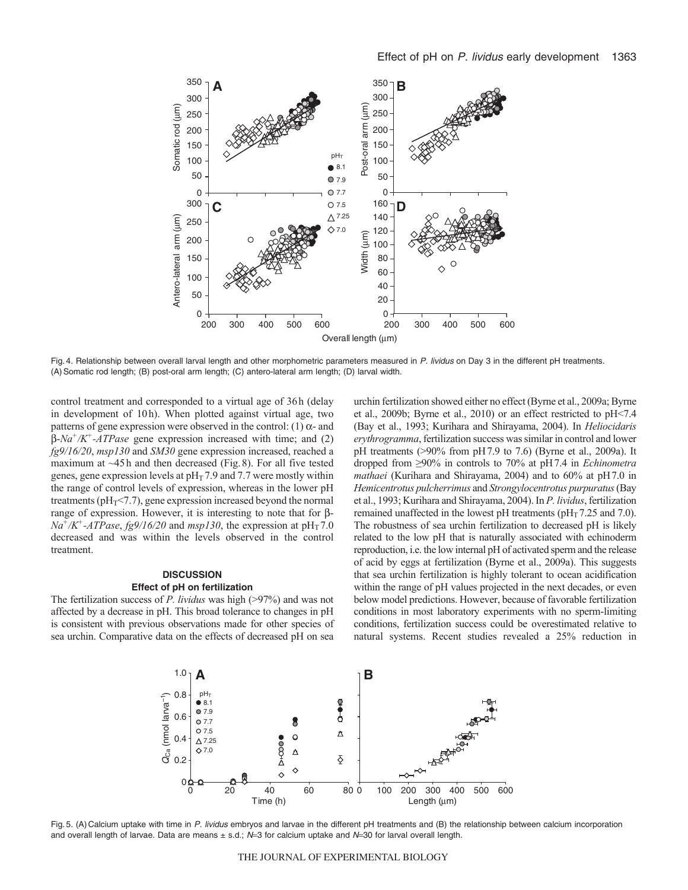Fig. 4. Relationship between overall larval length and other morphometric parameters measured in *P. lividus* on Day 3 in the different pH treatments. (A) Somatic rod length; (B) post-oral arm length; (C) antero-lateral arm length; (D) larval width.

control treatment and corresponded to a virtual age of 36 h (delay in development of 10 h). When plotted against virtual age, two patterns of gene expression were observed in the control: (1) α- and β-*Na⁺/K⁺-ATPase* gene expression increased with time; and (2) *fg9/16/20*, *msp130* and *SM30* gene expression increased, reached a maximum at ~45 h and then decreased (Fig. 8). For all five tested genes, gene expression levels at $pH_T$ 7.9 and 7.7 were mostly within the range of control levels of expression, whereas in the lower pH treatments ($pH_T$<7.7), gene expression increased beyond the normal range of expression. However, it is interesting to note that for β-*Na⁺/K⁺-ATPase*, *fg9/16/20* and *msp130*, the expression at $pH_T$ 7.0 decreased and was within the levels observed in the control treatment.

## DISCUSSION

### Effect of pH on fertilization

The fertilization success of *P. lividus* was high (>97%) and was not affected by a decrease in pH. This broad tolerance to changes in pH is consistent with previous observations made for other species of sea urchin. Comparative data on the effects of decreased pH on sea urchin fertilization showed either no effect (Byrne et al., 2009a; Byrne et al., 2009b; Byrne et al., 2010) or an effect restricted to pH<7.4 (Bay et al., 1993; Kurihara and Shirayama, 2004). In *Heliocidaris erythrogramma*, fertilization success was similar in control and lower pH treatments (>90% from pH 7.9 to 7.6) (Byrne et al., 2009a). It dropped from ≥90% in controls to 70% at pH 7.4 in *Echinometra mathaei* (Kurihara and Shirayama, 2004) and to 60% at pH 7.0 in *Hemicentrotus pulcherrimus* and *Strongylocentrotus purpuratus* (Bay et al., 1993; Kurihara and Shirayama, 2004). In *P. lividus*, fertilization remained unaffected in the lowest pH treatments ($pH_T$ 7.25 and 7.0). The robustness of sea urchin fertilization to decreased pH is likely related to the low pH that is naturally associated with echinoderm reproduction, i.e. the low internal pH of activated sperm and the release of acid by eggs at fertilization (Byrne et al., 2009a). This suggests that sea urchin fertilization is highly tolerant to ocean acidification within the range of pH values projected in the next decades, or even below model predictions. However, because of favorable fertilization conditions in most laboratory experiments with no sperm-limiting conditions, fertilization success could be overestimated relative to natural systems. Recent studies revealed a 25% reduction in

Fig. 5. (A) Calcium uptake with time in *P. lividus* embryos and larvae in the different pH treatments and (B) the relationship between calcium incorporation and overall length of larvae. Data are means ± s.d.; *N*=3 for calcium uptake and *N*=30 for larval overall length.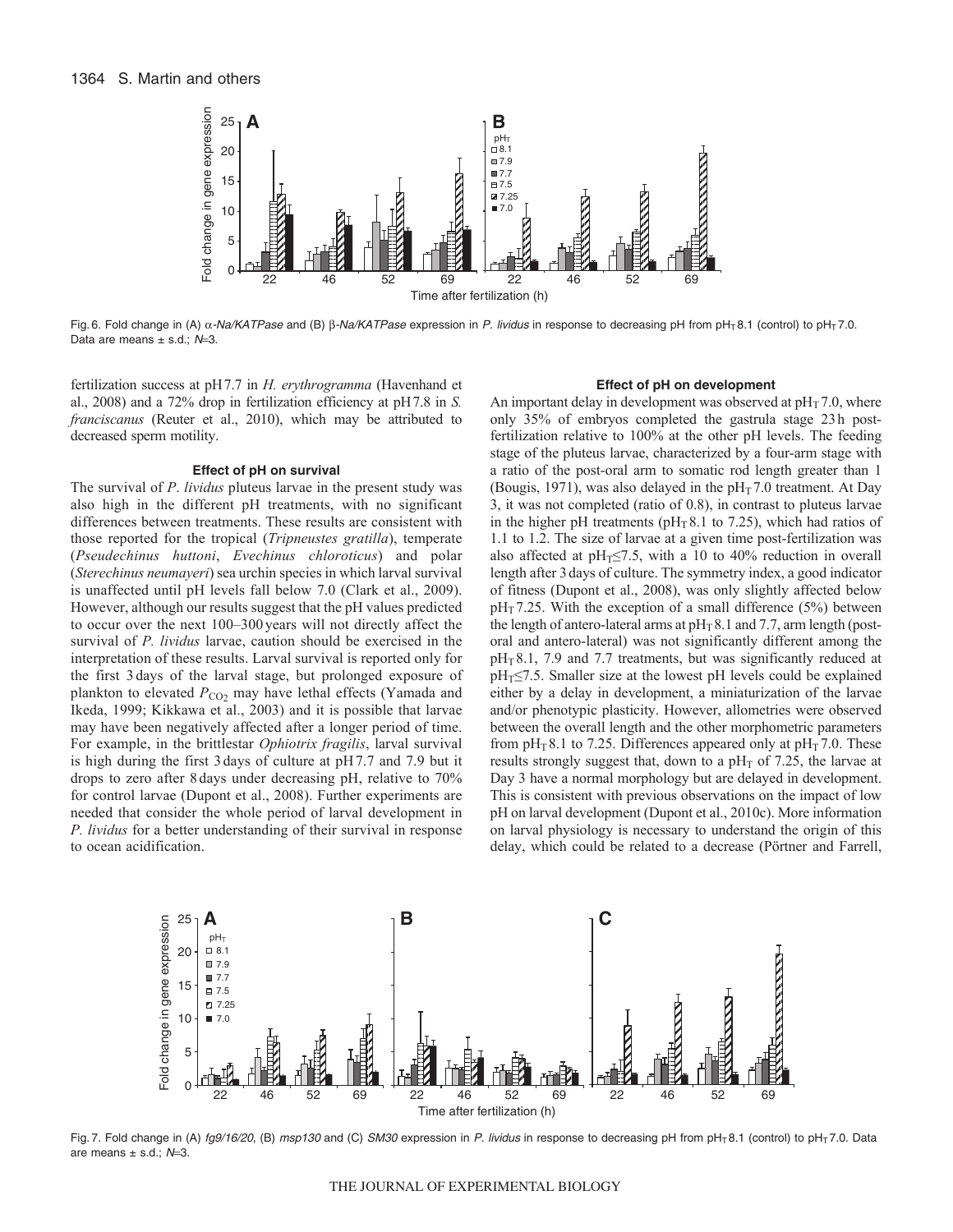25
20
15
10
5
0
Fold change in gene expression
A
22 46 52 69
B
pH$_T$
8.1
7.9
7.7
7.5
7.25
7.0
22 46 52 69
Time after fertilization (h)

Fig. 6. Fold change in (A) α-*Na/KATPase* and (B) β-*Na/KATPase* expression in *P. lividus* in response to decreasing pH from pH$_T$ 8.1 (control) to pH$_T$ 7.0. Data are means ± s.d.; *N*=3.

fertilization success at pH 7.7 in *H. erythrogramma* (Havenhand et al., 2008) and a 72% drop in fertilization efficiency at pH 7.8 in *S. franciscanus* (Reuter et al., 2010), which may be attributed to decreased sperm motility.

### Effect of pH on survival

The survival of *P. lividus* pluteus larvae in the present study was also high in the different pH treatments, with no significant differences between treatments. These results are consistent with those reported for the tropical (*Tripneustes gratilla*), temperate (*Pseudechinus huttoni*, *Evechinus chloroticus*) and polar (*Sterechinus neumayeri*) sea urchin species in which larval survival is unaffected until pH levels fall below 7.0 (Clark et al., 2009). However, although our results suggest that the pH values predicted to occur over the next 100–300 years will not directly affect the survival of *P. lividus* larvae, caution should be exercised in the interpretation of these results. Larval survival is reported only for the first 3 days of the larval stage, but prolonged exposure of plankton to elevated $P_{CO_2}$ may have lethal effects (Yamada and Ikeda, 1999; Kikkawa et al., 2003) and it is possible that larvae may have been negatively affected after a longer period of time. For example, in the brittlestar *Ophiotrix fragilis*, larval survival is high during the first 3 days of culture at pH 7.7 and 7.9 but it drops to zero after 8 days under decreasing pH, relative to 70% for control larvae (Dupont et al., 2008). Further experiments are needed that consider the whole period of larval development in *P. lividus* for a better understanding of their survival in response to ocean acidification.

### Effect of pH on development

An important delay in development was observed at pH$_T$ 7.0, where only 35% of embryos completed the gastrula stage 23 h post-fertilization relative to 100% at the other pH levels. The feeding stage of the pluteus larvae, characterized by a four-arm stage with a ratio of the post-oral arm to somatic rod length greater than 1 (Bougis, 1971), was also delayed in the pH$_T$ 7.0 treatment. At Day 3, it was not completed (ratio of 0.8), in contrast to pluteus larvae in the higher pH treatments (pH$_T$ 8.1 to 7.25), which had ratios of 1.1 to 1.2. The size of larvae at a given time post-fertilization was also affected at pH$_T$≤7.5, with a 10 to 40% reduction in overall length after 3 days of culture. The symmetry index, a good indicator of fitness (Dupont et al., 2008), was only slightly affected below pH$_T$ 7.25. With the exception of a small difference (5%) between the length of antero-lateral arms at pH$_T$ 8.1 and 7.7, arm length (post-oral and antero-lateral) was not significantly different among the pH$_T$ 8.1, 7.9 and 7.7 treatments, but was significantly reduced at pH$_T$≤7.5. Smaller size at the lowest pH levels could be explained either by a delay in development, a miniaturization of the larvae and/or phenotypic plasticity. However, allometries were observed between the overall length and the other morphometric parameters from pH$_T$ 8.1 to 7.25. Differences appeared only at pH$_T$ 7.0. These results strongly suggest that, down to a pH$_T$ of 7.25, the larvae at Day 3 have a normal morphology but are delayed in development. This is consistent with previous observations on the impact of low pH on larval development (Dupont et al., 2010c). More information on larval physiology is necessary to understand the origin of this delay, which could be related to a decrease (Pörtner and Farrell,

25
20
15
10
5
0
Fold change in gene expression
A
pH$_T$
8.1
7.9
7.7
7.5
7.25
7.0
22 46 52 69
B
22 46 52 69
C
22 46 52 69
Time after fertilization (h)

Fig. 7. Fold change in (A) *fg9/16/20*, (B) *msp130* and (C) *SM30* expression in *P. lividus* in response to decreasing pH from pH$_T$ 8.1 (control) to pH$_T$ 7.0. Data are means ± s.d.; *N*=3.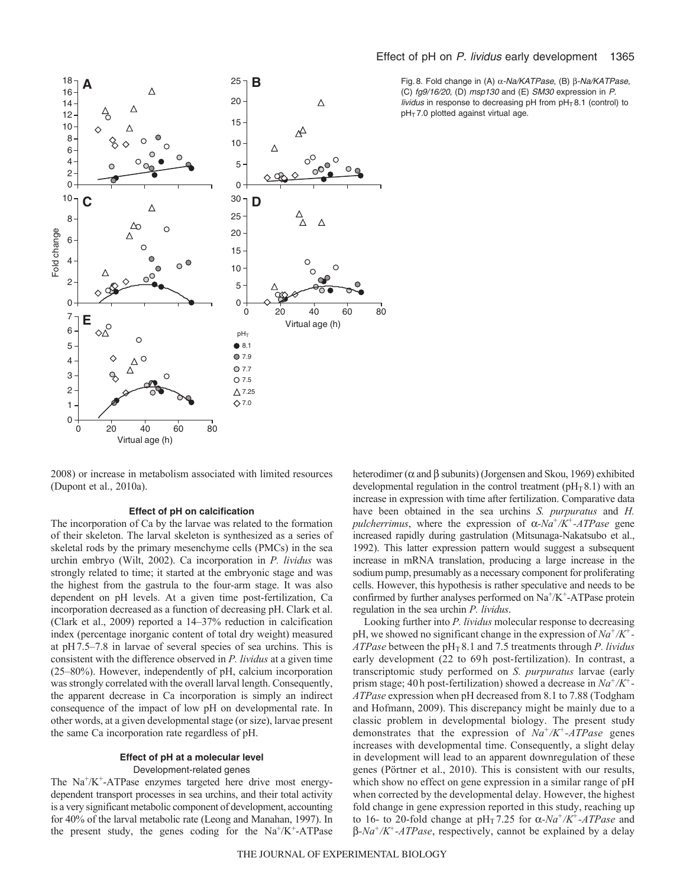A
18
16
14
12
10
8
6
4
2
0

B
25
20
15
10
5
0

C
10
8
6
4
2
0
Fold change

D
30
25
20
15
10
5
0
0 20 40 60 80
Virtual age (h)

E
7
6
5
4
3
2
1
0
0 20 40 60 80
Virtual age (h)

$pH_T$
8.1
7.9
7.7
7.5
7.25
7.0

Fig. 8. Fold change in (A) α-*Na/KATPase*, (B) β-*Na/KATPase*, (C) *fg9/16/20*, (D) *msp130* and (E) *SM30* expression in *P. lividus* in response to decreasing pH from $pH_T$ 8.1 (control) to $pH_T$ 7.0 plotted against virtual age.

2008) or increase in metabolism associated with limited resources (Dupont et al., 2010a).

### Effect of pH on calcification

The incorporation of Ca by the larvae was related to the formation of their skeleton. The larval skeleton is synthesized as a series of skeletal rods by the primary mesenchyme cells (PMCs) in the sea urchin embryo (Wilt, 2002). Ca incorporation in *P. lividus* was strongly related to time; it started at the embryonic stage and was the highest from the gastrula to the four-arm stage. It was also dependent on pH levels. At a given time post-fertilization, Ca incorporation decreased as a function of decreasing pH. Clark et al. (Clark et al., 2009) reported a 14–37% reduction in calcification index (percentage inorganic content of total dry weight) measured at pH 7.5–7.8 in larvae of several species of sea urchins. This is consistent with the difference observed in *P. lividus* at a given time (25–80%). However, independently of pH, calcium incorporation was strongly correlated with the overall larval length. Consequently, the apparent decrease in Ca incorporation is simply an indirect consequence of the impact of low pH on developmental rate. In other words, at a given developmental stage (or size), larvae present the same Ca incorporation rate regardless of pH.

### Effect of pH at a molecular level

#### Development-related genes

The $Na^+/K^+$-ATPase enzymes targeted here drive most energy-dependent transport processes in sea urchins, and their total activity is a very significant metabolic component of development, accounting for 40% of the larval metabolic rate (Leong and Manahan, 1997). In the present study, the genes coding for the $Na^+/K^+$-ATPase heterodimer (α and β subunits) (Jorgensen and Skou, 1969) exhibited developmental regulation in the control treatment ($pH_T$ 8.1) with an increase in expression with time after fertilization. Comparative data have been obtained in the sea urchins *S. purpuratus* and *H. pulcherrimus*, where the expression of α-$Na^+/K^+$-*ATPase* gene increased rapidly during gastrulation (Mitsunaga-Nakatsubo et al., 1992). This latter expression pattern would suggest a subsequent increase in mRNA translation, producing a large increase in the sodium pump, presumably as a necessary component for proliferating cells. However, this hypothesis is rather speculative and needs to be confirmed by further analyses performed on $Na^+/K^+$-ATPase protein regulation in the sea urchin *P. lividus*.

Looking further into *P. lividus* molecular response to decreasing pH, we showed no significant change in the expression of $Na^+/K^+$-*ATPase* between the $pH_T$ 8.1 and 7.5 treatments through *P. lividus* early development (22 to 69 h post-fertilization). In contrast, a transcriptomic study performed on *S. purpuratus* larvae (early prism stage; 40 h post-fertilization) showed a decrease in $Na^+/K^+$-*ATPase* expression when pH decreased from 8.1 to 7.88 (Todgham and Hofmann, 2009). This discrepancy might be mainly due to a classic problem in developmental biology. The present study demonstrates that the expression of $Na^+/K^+$-*ATPase* genes increases with developmental time. Consequently, a slight delay in development will lead to an apparent downregulation of these genes (Pörtner et al., 2010). This is consistent with our results, which show no effect on gene expression in a similar range of pH when corrected by the developmental delay. However, the highest fold change in gene expression reported in this study, reaching up to 16- to 20-fold change at $pH_T$ 7.25 for α-$Na^+/K^+$-*ATPase* and β-$Na^+/K^+$-*ATPase*, respectively, cannot be explained by a delay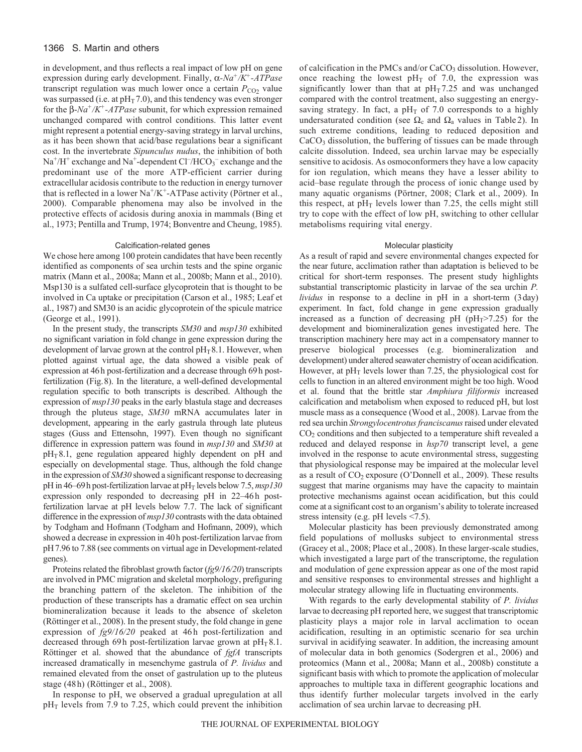in development, and thus reflects a real impact of low pH on gene expression during early development. Finally, *α-$Na^+/K^+$-ATPase* transcript regulation was much lower once a certain $P_{CO_2}$ value was surpassed (i.e. at $pH_T$ 7.0), and this tendency was even stronger for the *β-$Na^+/K^+$-ATPase* subunit, for which expression remained unchanged compared with control conditions. This latter event might represent a potential energy-saving strategy in larval urchins, as it has been shown that acid/base regulations bear a significant cost. In the invertebrate *Sipunculus nudus*, the inhibition of both $Na^+/H^+$ exchange and $Na^+$-dependent $Cl^-/HCO_3^-$ exchange and the predominant use of the more ATP-efficient carrier during extracellular acidosis contribute to the reduction in energy turnover that is reflected in a lower $Na^+/K^+$-ATPase activity (Pörtner et al., 2000). Comparable phenomena may also be involved in the protective effects of acidosis during anoxia in mammals (Bing et al., 1973; Pentilla and Trump, 1974; Bonventre and Cheung, 1985).

### Calcification-related genes

We chose here among 100 protein candidates that have been recently identified as components of sea urchin tests and the spine organic matrix (Mann et al., 2008a; Mann et al., 2008b; Mann et al., 2010). Msp130 is a sulfated cell-surface glycoprotein that is thought to be involved in Ca uptake or precipitation (Carson et al., 1985; Leaf et al., 1987) and SM30 is an acidic glycoprotein of the spicule matrice (George et al., 1991).

In the present study, the transcripts *SM30* and *msp130* exhibited no significant variation in fold change in gene expression during the development of larvae grown at the control $pH_T$ 8.1. However, when plotted against virtual age, the data showed a visible peak of expression at 46 h post-fertilization and a decrease through 69 h post-fertilization (Fig. 8). In the literature, a well-defined developmental regulation specific to both transcripts is described. Although the expression of *msp130* peaks in the early blastula stage and decreases through the pluteus stage, *SM30* mRNA accumulates later in development, appearing in the early gastrula through late pluteus stages (Guss and Ettensohn, 1997). Even though no significant difference in expression pattern was found in *msp130* and *SM30* at $pH_T$ 8.1, gene regulation appeared highly dependent on pH and especially on developmental stage. Thus, although the fold change in the expression of *SM30* showed a significant response to decreasing pH in 46–69 h post-fertilization larvae at $pH_T$ levels below 7.5, *msp130* expression only responded to decreasing pH in 22–46 h post-fertilization larvae at pH levels below 7.7. The lack of significant difference in the expression of *msp130* contrasts with the data obtained by Todgham and Hofmann (Todgham and Hofmann, 2009), which showed a decrease in expression in 40 h post-fertilization larvae from pH 7.96 to 7.88 (see comments on virtual age in Development-related genes).

Proteins related the fibroblast growth factor (*fg9/16/20*) transcripts are involved in PMC migration and skeletal morphology, prefiguring the branching pattern of the skeleton. The inhibition of the production of these transcripts has a dramatic effect on sea urchin biomineralization because it leads to the absence of skeleton (Röttinger et al., 2008). In the present study, the fold change in gene expression of *fg9/16/20* peaked at 46 h post-fertilization and decreased through 69 h post-fertilization larvae grown at $pH_T$ 8.1. Röttinger et al. showed that the abundance of *fgfA* transcripts increased dramatically in mesenchyme gastrula of *P. lividus* and remained elevated from the onset of gastrulation up to the pluteus stage (48 h) (Röttinger et al., 2008).

In response to pH, we observed a gradual upregulation at all $pH_T$ levels from 7.9 to 7.25, which could prevent the inhibition of calcification in the PMCs and/or $CaCO_3$ dissolution. However, once reaching the lowest $pH_T$ of 7.0, the expression was significantly lower than that at $pH_T$ 7.25 and was unchanged compared with the control treatment, also suggesting an energy-saving strategy. In fact, a $pH_T$ of 7.0 corresponds to a highly undersaturated condition (see $\Omega_c$ and $\Omega_a$ values in Table 2). In such extreme conditions, leading to reduced deposition and $CaCO_3$ dissolution, the buffering of tissues can be made through calcite dissolution. Indeed, sea urchin larvae may be especially sensitive to acidosis. As osmoconformers they have a low capacity for ion regulation, which means they have a lesser ability to acid–base regulate through the process of ionic change used by many aquatic organisms (Pörtner, 2008; Clark et al., 2009). In this respect, at $pH_T$ levels lower than 7.25, the cells might still try to cope with the effect of low pH, switching to other cellular metabolisms requiring vital energy.

### Molecular plasticity

As a result of rapid and severe environmental changes expected for the near future, acclimation rather than adaptation is believed to be critical for short-term responses. The present study highlights substantial transcriptomic plasticity in larvae of the sea urchin *P. lividus* in response to a decline in pH in a short-term (3 day) experiment. In fact, fold change in gene expression gradually increased as a function of decreasing pH ($pH_T$>7.25) for the development and biomineralization genes investigated here. The transcription machinery here may act in a compensatory manner to preserve biological processes (e.g. biomineralization and development) under altered seawater chemistry of ocean acidification. However, at $pH_T$ levels lower than 7.25, the physiological cost for cells to function in an altered environment might be too high. Wood et al. found that the brittle star *Amphiura filiformis* increased calcification and metabolism when exposed to reduced pH, but lost muscle mass as a consequence (Wood et al., 2008). Larvae from the red sea urchin *Strongylocentrotus franciscanus* raised under elevated $CO_2$ conditions and then subjected to a temperature shift revealed a reduced and delayed response in *hsp70* transcript level, a gene involved in the response to acute environmental stress, suggesting that physiological response may be impaired at the molecular level as a result of $CO_2$ exposure (O'Donnell et al., 2009). These results suggest that marine organisms may have the capacity to maintain protective mechanisms against ocean acidification, but this could come at a significant cost to an organism's ability to tolerate increased stress intensity (e.g. pH levels <7.5).

Molecular plasticity has been previously demonstrated among field populations of mollusks subject to environmental stress (Gracey et al., 2008; Place et al., 2008). In these larger-scale studies, which investigated a large part of the transcriptome, the regulation and modulation of gene expression appear as one of the most rapid and sensitive responses to environmental stresses and highlight a molecular strategy allowing life in fluctuating environments.

With regards to the early developmental stability of *P. lividus* larvae to decreasing pH reported here, we suggest that transcriptomic plasticity plays a major role in larval acclimation to ocean acidification, resulting in an optimistic scenario for sea urchin survival in acidifying seawater. In addition, the increasing amount of molecular data in both genomics (Sodergren et al., 2006) and proteomics (Mann et al., 2008a; Mann et al., 2008b) constitute a significant basis with which to promote the application of molecular approaches to multiple taxa in different geographic locations and thus identify further molecular targets involved in the early acclimation of sea urchin larvae to decreasing pH.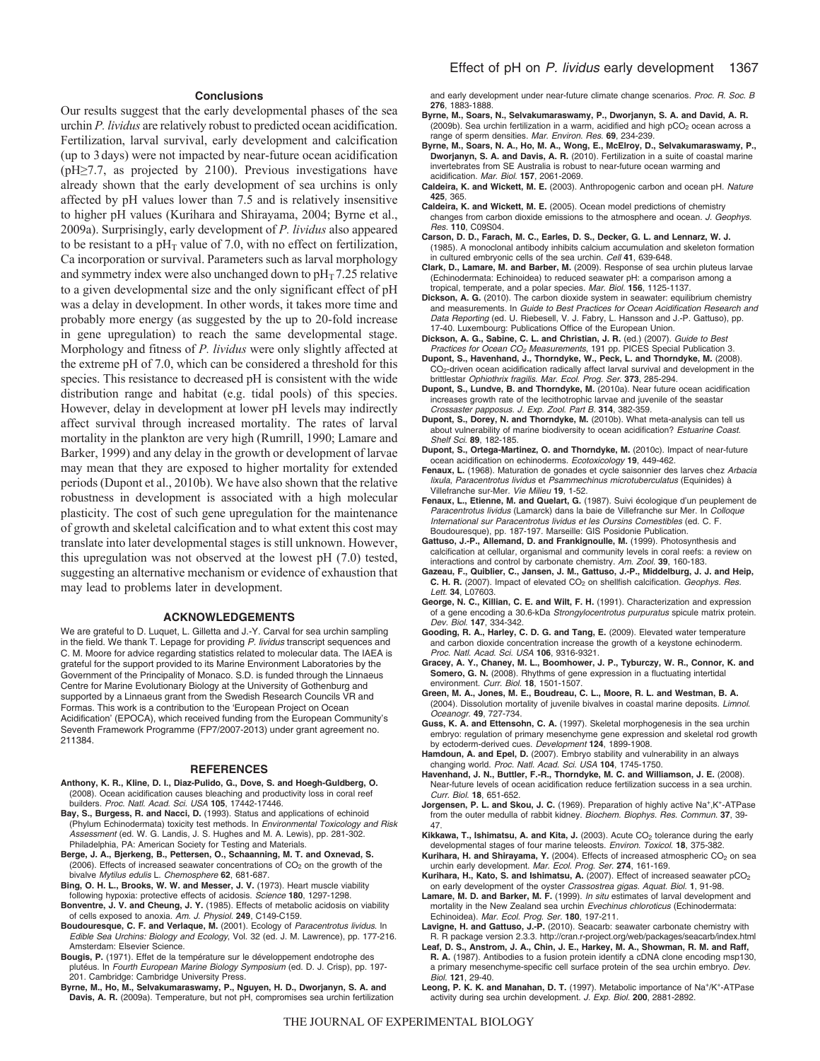## Conclusions

Our results suggest that the early developmental phases of the sea urchin *P. lividus* are relatively robust to predicted ocean acidification. Fertilization, larval survival, early development and calcification (up to 3 days) were not impacted by near-future ocean acidification (pH≥7.7, as projected by 2100). Previous investigations have already shown that the early development of sea urchins is only affected by pH values lower than 7.5 and is relatively insensitive to higher pH values (Kurihara and Shirayama, 2004; Byrne et al., 2009a). Surprisingly, early development of *P. lividus* also appeared to be resistant to a $pH_T$ value of 7.0, with no effect on fertilization, Ca incorporation or survival. Parameters such as larval morphology and symmetry index were also unchanged down to $pH_T$ 7.25 relative to a given developmental size and the only significant effect of pH was a delay in development. In other words, it takes more time and probably more energy (as suggested by the up to 20-fold increase in gene upregulation) to reach the same developmental stage. Morphology and fitness of *P. lividus* were only slightly affected at the extreme pH of 7.0, which can be considered a threshold for this species. This resistance to decreased pH is consistent with the wide distribution range and habitat (e.g. tidal pools) of this species. However, delay in development at lower pH levels may indirectly affect survival through increased mortality. The rates of larval mortality in the plankton are very high (Rumrill, 1990; Lamare and Barker, 1999) and any delay in the growth or development of larvae may mean that they are exposed to higher mortality for extended periods (Dupont et al., 2010b). We have also shown that the relative robustness in development is associated with a high molecular plasticity. The cost of such gene upregulation for the maintenance of growth and skeletal calcification and to what extent this cost may translate into later developmental stages is still unknown. However, this upregulation was not observed at the lowest pH (7.0) tested, suggesting an alternative mechanism or evidence of exhaustion that may lead to problems later in development.

## ACKNOWLEDGEMENTS

We are grateful to D. Luquet, L. Gilletta and J.-Y. Carval for sea urchin sampling in the field. We thank T. Lepage for providing *P. lividus* transcript sequences and C. M. Moore for advice regarding statistics related to molecular data. The IAEA is grateful for the support provided to its Marine Environment Laboratories by the Government of the Principality of Monaco. S.D. is funded through the Linnaeus Centre for Marine Evolutionary Biology at the University of Gothenburg and supported by a Linnaeus grant from the Swedish Research Councils VR and Formas. This work is a contribution to the 'European Project on Ocean Acidification' (EPOCA), which received funding from the European Community's Seventh Framework Programme (FP7/2007-2013) under grant agreement no. 211384.

## REFERENCES

**Anthony, K. R., Kline, D. I., Diaz-Pulido, G., Dove, S. and Hoegh-Guldberg, O.** (2008). Ocean acidification causes bleaching and productivity loss in coral reef builders. *Proc. Natl. Acad. Sci. USA* **105**, 17442-17446.

**Bay, S., Burgess, R. and Nacci, D.** (1993). Status and applications of echinoid (Phylum Echinodermata) toxicity test methods. In *Environmental Toxicology and Risk Assessment* (ed. W. G. Landis, J. S. Hughes and M. A. Lewis), pp. 281-302. Philadelphia, PA: American Society for Testing and Materials.

**Berge, J. A., Bjerkeng, B., Pettersen, O., Schaanning, M. T. and Oxnevad, S.** (2006). Effects of increased seawater concentrations of $CO_2$ on the growth of the bivalve *Mytilus edulis* L. *Chemosphere* **62**, 681-687.

**Bing, O. H. L., Brooks, W. W. and Messer, J. V.** (1973). Heart muscle viability following hypoxia: protective effects of acidosis. *Science* **180**, 1297-1298.

**Bonventre, J. V. and Cheung, J. Y.** (1985). Effects of metabolic acidosis on viability of cells exposed to anoxia. *Am. J. Physiol.* **249**, C149-C159.

**Boudouresque, C. F. and Verlaque, M.** (2001). Ecology of *Paracentrotus lividus*. In *Edible Sea Urchins: Biology and Ecology*, Vol. 32 (ed. J. M. Lawrence), pp. 177-216. Amsterdam: Elsevier Science.

**Bougis, P.** (1971). Effet de la température sur le développement endotrophe des plutéus. In *Fourth European Marine Biology Symposium* (ed. D. J. Crisp), pp. 197-201. Cambridge: Cambridge University Press.

**Byrne, M., Ho, M., Selvakumaraswamy, P., Nguyen, H. D., Dworjanyn, S. A. and Davis, A. R.** (2009a). Temperature, but not pH, compromises sea urchin fertilization and early development under near-future climate change scenarios. *Proc. R. Soc. B* **276**, 1883-1888.

**Byrne, M., Soars, N., Selvakumaraswamy, P., Dworjanyn, S. A. and David, A. R.** (2009b). Sea urchin fertilization in a warm, acidified and high $pCO_2$ ocean across a range of sperm densities. *Mar. Environ. Res.* **69**, 234-239.

**Byrne, M., Soars, N. A., Ho, M. A., Wong, E., McElroy, D., Selvakumaraswamy, P., Dworjanyn, S. A. and Davis, A. R.** (2010). Fertilization in a suite of coastal marine invertebrates from SE Australia is robust to near-future ocean warming and acidification. *Mar. Biol.* **157**, 2061-2069.

**Caldeira, K. and Wickett, M. E.** (2003). Anthropogenic carbon and ocean pH. *Nature* **425**, 365.

**Caldeira, K. and Wickett, M. E.** (2005). Ocean model predictions of chemistry changes from carbon dioxide emissions to the atmosphere and ocean. *J. Geophys. Res.* **110**, C09S04.

**Carson, D. D., Farach, M. C., Earles, D. S., Decker, G. L. and Lennarz, W. J.** (1985). A monoclonal antibody inhibits calcium accumulation and skeleton formation in cultured embryonic cells of the sea urchin. *Cell* **41**, 639-648.

**Clark, D., Lamare, M. and Barber, M.** (2009). Response of sea urchin pluteus larvae (Echinodermata: Echinoidea) to reduced seawater pH: a comparison among a tropical, temperate, and a polar species. *Mar. Biol.* **156**, 1125-1137.

**Dickson, A. G.** (2010). The carbon dioxide system in seawater: equilibrium chemistry and measurements. In *Guide to Best Practices for Ocean Acidification Research and Data Reporting* (ed. U. Riebesell, V. J. Fabry, L. Hansson and J.-P. Gattuso), pp. 17-40. Luxembourg: Publications Office of the European Union.

**Dickson, A. G., Sabine, C. L. and Christian, J. R.** (ed.) (2007). *Guide to Best Practices for Ocean $CO_2$ Measurements*, 191 pp. PICES Special Publication 3.

**Dupont, S., Havenhand, J., Thorndyke, W., Peck, L. and Thorndyke, M.** (2008). $CO_2$-driven ocean acidification radically affect larval survival and development in the brittlestar *Ophiothrix fragilis*. *Mar. Ecol. Prog. Ser.* **373**, 285-294.

**Dupont, S., Lundve, B. and Thorndyke, M.** (2010a). Near future ocean acidification increases growth rate of the lecithotrophic larvae and juvenile of the seastar *Crossaster papposus*. *J. Exp. Zool. Part B.* **314**, 382-359.

**Dupont, S., Dorey, N. and Thorndyke, M.** (2010b). What meta-analysis can tell us about vulnerability of marine biodiversity to ocean acidification? *Estuarine Coast. Shelf Sci.* **89**, 182-185.

**Dupont, S., Ortega-Martinez, O. and Thorndyke, M.** (2010c). Impact of near-future ocean acidification on echinoderms. *Ecotoxicology* **19**, 449-462.

**Fenaux, L.** (1968). Maturation de gonades et cycle saisonnier des larves chez *Arbacia lixula*, *Paracentrotus lividus* et *Psammechinus microtuberculatus* (Equinides) à Villefranche sur-Mer. *Vie Milieu* **19**, 1-52.

**Fenaux, L., Etienne, M. and Quelart, G.** (1987). Suivi écologique d'un peuplement de *Paracentrotus lividus* (Lamarck) dans la baie de Villefranche sur Mer. In *Colloque International sur Paracentrotus lividus et les Oursins Comestibles* (ed. C. F. Boudouresque), pp. 187-197. Marseille: GIS Posidonie Publication.

**Gattuso, J.-P., Allemand, D. and Frankignoulle, M.** (1999). Photosynthesis and calcification at cellular, organismal and community levels in coral reefs: a review on interactions and control by carbonate chemistry. *Am. Zool.* **39**, 160-183.

**Gazeau, F., Quiblier, C., Jansen, J. M., Gattuso, J.-P., Middelburg, J. J. and Heip, C. H. R.** (2007). Impact of elevated $CO_2$ on shellfish calcification. *Geophys. Res. Lett.* **34**, L07603.

**George, N. C., Killian, C. E. and Wilt, F. H.** (1991). Characterization and expression of a gene encoding a 30.6-kDa *Strongylocentrotus purpuratus* spicule matrix protein. *Dev. Biol.* **147**, 334-342.

**Gooding, R. A., Harley, C. D. G. and Tang, E.** (2009). Elevated water temperature and carbon dioxide concentration increase the growth of a keystone echinoderm. *Proc. Natl. Acad. Sci. USA* **106**, 9316-9321.

**Gracey, A. Y., Chaney, M. L., Boomhower, J. P., Tyburczy, W. R., Connor, K. and Somero, G. N.** (2008). Rhythms of gene expression in a fluctuating intertidal environment. *Curr. Biol.* **18**, 1501-1507.

**Green, M. A., Jones, M. E., Boudreau, C. L., Moore, R. L. and Westman, B. A.** (2004). Dissolution mortality of juvenile bivalves in coastal marine deposits. *Limnol. Oceanogr.* **49**, 727-734.

**Guss, K. A. and Ettensohn, C. A.** (1997). Skeletal morphogenesis in the sea urchin embryo: regulation of primary mesenchyme gene expression and skeletal rod growth by ectoderm-derived cues. *Development* **124**, 1899-1908.

**Hamdoun, A. and Epel, D.** (2007). Embryo stability and vulnerability in an always changing world. *Proc. Natl. Acad. Sci. USA* **104**, 1745-1750.

**Havenhand, J. N., Buttler, F.-R., Thorndyke, M. C. and Williamson, J. E.** (2008). Near-future levels of ocean acidification reduce fertilization success in a sea urchin. *Curr. Biol.* **18**, 651-652.

**Jorgensen, P. L. and Skou, J. C.** (1969). Preparation of highly active $Na^+,K^+$-ATPase from the outer medulla of rabbit kidney. *Biochem. Biophys. Res. Commun.* **37**, 39-47.

**Kikkawa, T., Ishimatsu, A. and Kita, J.** (2003). Acute $CO_2$ tolerance during the early developmental stages of four marine teleosts. *Environ. Toxicol.* **18**, 375-382.

**Kurihara, H. and Shirayama, Y.** (2004). Effects of increased atmospheric $CO_2$ on sea urchin early development. *Mar. Ecol. Prog. Ser.* **274**, 161-169.

**Kurihara, H., Kato, S. and Ishimatsu, A.** (2007). Effect of increased seawater $pCO_2$ on early development of the oyster *Crassostrea gigas*. *Aquat. Biol.* **1**, 91-98.

**Lamare, M. D. and Barker, M. F.** (1999). *In situ* estimates of larval development and mortality in the New Zealand sea urchin *Evechinus chloroticus* (Echinodermata: Echinoidea). *Mar. Ecol. Prog. Ser.* **180**, 197-211.

**Lavigne, H. and Gattuso, J.-P.** (2010). Seacarb: seawater carbonate chemistry with R. R package version 2.3.3. http://cran.r-project.org/web/packages/seacarb/index.html

**Leaf, D. S., Anstrom, J. A., Chin, J. E., Harkey, M. A., Showman, R. M. and Raff, R. A.** (1987). Antibodies to a fusion protein identify a cDNA clone encoding msp130, a primary mesenchyme-specific cell surface protein of the sea urchin embryo. *Dev. Biol.* **121**, 29-40.

**Leong, P. K. K. and Manahan, D. T.** (1997). Metabolic importance of $Na^+/K^+$-ATPase activity during sea urchin development. *J. Exp. Biol.* **200**, 2881-2892.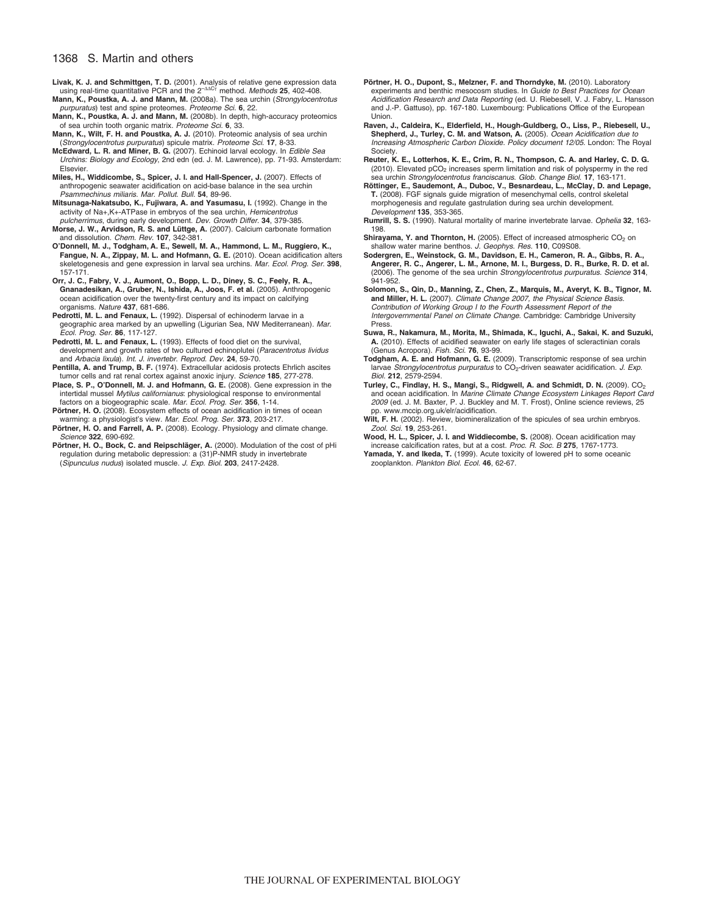**Livak, K. J. and Schmittgen, T. D.** (2001). Analysis of relative gene expression data using real-time quantitative PCR and the $2^{-\Delta\Delta C_T}$ method. *Methods* **25**, 402-408.

**Mann, K., Poustka, A. J. and Mann, M.** (2008a). The sea urchin (*Strongylocentrotus purpuratus*) test and spine proteomes. *Proteome Sci.* **6**, 22.

**Mann, K., Poustka, A. J. and Mann, M.** (2008b). In depth, high-accuracy proteomics of sea urchin tooth organic matrix. *Proteome Sci.* **6**, 33.

**Mann, K., Wilt, F. H. and Poustka, A. J.** (2010). Proteomic analysis of sea urchin (*Strongylocentrotus purpuratus*) spicule matrix. *Proteome Sci.* **17**, 8-33.

**McEdward, L. R. and Miner, B. G.** (2007). Echinoid larval ecology. In *Edible Sea Urchins: Biology and Ecology*, 2nd edn (ed. J. M. Lawrence), pp. 71-93. Amsterdam: Elsevier.

**Miles, H., Widdicombe, S., Spicer, J. I. and Hall-Spencer, J.** (2007). Effects of anthropogenic seawater acidification on acid-base balance in the sea urchin *Psammechinus miliaris*. *Mar. Pollut. Bull.* **54**, 89-96.

**Mitsunaga-Nakatsubo, K., Fujiwara, A. and Yasumasu, I.** (1992). Change in the activity of Na+,K+-ATPase in embryos of the sea urchin, *Hemicentrotus pulcherrimus*, during early development. *Dev. Growth Differ.* **34**, 379-385.

**Morse, J. W., Arvidson, R. S. and Lüttge, A.** (2007). Calcium carbonate formation and dissolution. *Chem. Rev.* **107**, 342-381.

**O'Donnell, M. J., Todgham, A. E., Sewell, M. A., Hammond, L. M., Ruggiero, K., Fangue, N. A., Zippay, M. L. and Hofmann, G. E.** (2010). Ocean acidification alters skeletogenesis and gene expression in larval sea urchins. *Mar. Ecol. Prog. Ser.* **398**, 157-171.

**Orr, J. C., Fabry, V. J., Aumont, O., Bopp, L. D., Diney, S. C., Feely, R. A., Gnanadesikan, A., Gruber, N., Ishida, A., Joos, F. et al.** (2005). Anthropogenic ocean acidification over the twenty-first century and its impact on calcifying organisms. *Nature* **437**, 681-686.

**Pedrotti, M. L. and Fenaux, L.** (1992). Dispersal of echinoderm larvae in a geographic area marked by an upwelling (Ligurian Sea, NW Mediterranean). *Mar. Ecol. Prog. Ser.* **86**, 117-127.

**Pedrotti, M. L. and Fenaux, L.** (1993). Effects of food diet on the survival, development and growth rates of two cultured echinoplutei (*Paracentrotus lividus* and *Arbacia lixula*). *Int. J. invertebr. Reprod. Dev.* **24**, 59-70.

**Pentilla, A. and Trump, B. F.** (1974). Extracellular acidosis protects Ehrlich ascites tumor cells and rat renal cortex against anoxic injury. *Science* **185**, 277-278.

**Place, S. P., O'Donnell, M. J. and Hofmann, G. E.** (2008). Gene expression in the intertidal mussel *Mytilus californianus*: physiological response to environmental factors on a biogeographic scale. *Mar. Ecol. Prog. Ser.* **356**, 1-14.

**Pörtner, H. O.** (2008). Ecosystem effects of ocean acidification in times of ocean warming: a physiologist's view. *Mar. Ecol. Prog. Ser.* **373**, 203-217.

**Pörtner, H. O. and Farrell, A. P.** (2008). Ecology. Physiology and climate change. *Science* **322**, 690-692.

**Pörtner, H. O., Bock, C. and Reipschläger, A.** (2000). Modulation of the cost of pHi regulation during metabolic depression: a (31)P-NMR study in invertebrate (*Sipunculus nudus*) isolated muscle. *J. Exp. Biol.* **203**, 2417-2428.

**Pörtner, H. O., Dupont, S., Melzner, F. and Thorndyke, M.** (2010). Laboratory experiments and benthic mesocosm studies. In *Guide to Best Practices for Ocean Acidification Research and Data Reporting* (ed. U. Riebesell, V. J. Fabry, L. Hansson and J.-P. Gattuso), pp. 167-180. Luxembourg: Publications Office of the European Union.

**Raven, J., Caldeira, K., Elderfield, H., Hough-Guldberg, O., Liss, P., Riebesell, U., Shepherd, J., Turley, C. M. and Watson, A.** (2005). *Ocean Acidification due to Increasing Atmospheric Carbon Dioxide. Policy document 12/05*. London: The Royal Society.

**Reuter, K. E., Lotterhos, K. E., Crim, R. N., Thompson, C. A. and Harley, C. D. G.** (2010). Elevated $pCO_2$ increases sperm limitation and risk of polyspermy in the red sea urchin *Strongylocentrotus franciscanus*. *Glob. Change Biol.* **17**, 163-171.

**Röttinger, E., Saudemont, A., Duboc, V., Besnardeau, L., McClay, D. and Lepage, T.** (2008). FGF signals guide migration of mesenchymal cells, control skeletal morphogenesis and regulate gastrulation during sea urchin development. *Development* **135**, 353-365.

**Rumrill, S. S.** (1990). Natural mortality of marine invertebrate larvae. *Ophelia* **32**, 163-198.

**Shirayama, Y. and Thornton, H.** (2005). Effect of increased atmospheric $CO_2$ on shallow water marine benthos. *J. Geophys. Res.* **110**, C09S08.

**Sodergren, E., Weinstock, G. M., Davidson, E. H., Cameron, R. A., Gibbs, R. A., Angerer, R. C., Angerer, L. M., Arnone, M. I., Burgess, D. R., Burke, R. D. et al.** (2006). The genome of the sea urchin *Strongylocentrotus purpuratus*. *Science* **314**, 941-952.

**Solomon, S., Qin, D., Manning, Z., Chen, Z., Marquis, M., Averyt, K. B., Tignor, M. and Miller, H. L.** (2007). *Climate Change 2007, the Physical Science Basis. Contribution of Working Group I to the Fourth Assessment Report of the Intergovernmental Panel on Climate Change*. Cambridge: Cambridge University Press.

**Suwa, R., Nakamura, M., Morita, M., Shimada, K., Iguchi, A., Sakai, K. and Suzuki, A.** (2010). Effects of acidified seawater on early life stages of scleractinian corals (Genus Acropora). *Fish. Sci.* **76**, 93-99.

**Todgham, A. E. and Hofmann, G. E.** (2009). Transcriptomic response of sea urchin larvae *Strongylocentrotus purpuratus* to $CO_2$-driven seawater acidification. *J. Exp. Biol.* **212**, 2579-2594.

**Turley, C., Findlay, H. S., Mangi, S., Ridgwell, A. and Schmidt, D. N.** (2009). $CO_2$ and ocean acidification. In *Marine Climate Change Ecosystem Linkages Report Card 2009* (ed. J. M. Baxter, P. J. Buckley and M. T. Frost), Online science reviews, 25 pp. www.mccip.org.uk/elr/acidification.

**Wilt, F. H.** (2002). Review, biomineralization of the spicules of sea urchin embryos. *Zool. Sci.* **19**, 253-261.

**Wood, H. L., Spicer, J. I. and Widdicombe, S.** (2008). Ocean acidification may increase calcification rates, but at a cost. *Proc. R. Soc. B* **275**, 1767-1773.

**Yamada, Y. and Ikeda, T.** (1999). Acute toxicity of lowered pH to some oceanic zooplankton. *Plankton Biol. Ecol.* **46**, 62-67.